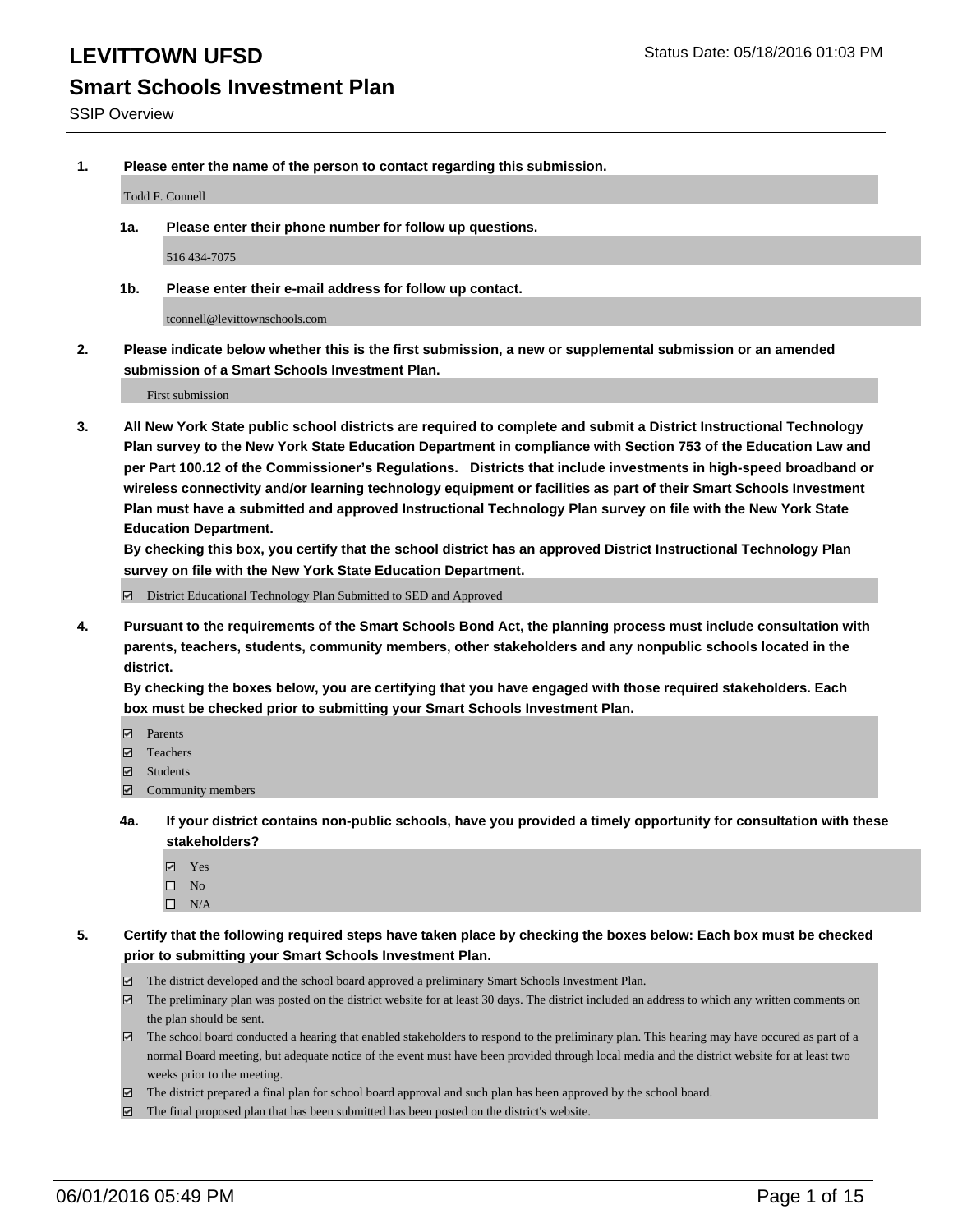# LEVITTOWN UFSD

Status Date: 05/18/2016 01:03 PM

## Smart Schools Investment Plan

SSIP Overview

1. **Please enter the name of the person to contact regarding this submission.**

   Todd F. Connell

   1a. **Please enter their phone number for follow up questions.**

   516 434-7075

   1b. **Please enter their e-mail address for follow up contact.**

   tconnell@levittownschools.com

2. **Please indicate below whether this is the first submission, a new or supplemental submission or an amended submission of a Smart Schools Investment Plan.**

   First submission

3. **All New York State public school districts are required to complete and submit a District Instructional Technology Plan survey to the New York State Education Department in compliance with Section 753 of the Education Law and per Part 100.12 of the Commissioner's Regulations. Districts that include investments in high-speed broadband or wireless connectivity and/or learning technology equipment or facilities as part of their Smart Schools Investment Plan must have a submitted and approved Instructional Technology Plan survey on file with the New York State Education Department.**
   **By checking this box, you certify that the school district has an approved District Instructional Technology Plan survey on file with the New York State Education Department.**

   ☑ District Educational Technology Plan Submitted to SED and Approved

4. **Pursuant to the requirements of the Smart Schools Bond Act, the planning process must include consultation with parents, teachers, students, community members, other stakeholders and any nonpublic schools located in the district.**
   **By checking the boxes below, you are certifying that you have engaged with those required stakeholders. Each box must be checked prior to submitting your Smart Schools Investment Plan.**

   ☑ Parents
   ☑ Teachers
   ☑ Students
   ☑ Community members

   4a. **If your district contains non-public schools, have you provided a timely opportunity for consultation with these stakeholders?**

   ☑ Yes
   ☐ No
   ☐ N/A

5. **Certify that the following required steps have taken place by checking the boxes below: Each box must be checked prior to submitting your Smart Schools Investment Plan.**

   ☑ The district developed and the school board approved a preliminary Smart Schools Investment Plan.
   ☑ The preliminary plan was posted on the district website for at least 30 days. The district included an address to which any written comments on the plan should be sent.
   ☑ The school board conducted a hearing that enabled stakeholders to respond to the preliminary plan. This hearing may have occured as part of a normal Board meeting, but adequate notice of the event must have been provided through local media and the district website for at least two weeks prior to the meeting.
   ☑ The district prepared a final plan for school board approval and such plan has been approved by the school board.
   ☑ The final proposed plan that has been submitted has been posted on the district's website.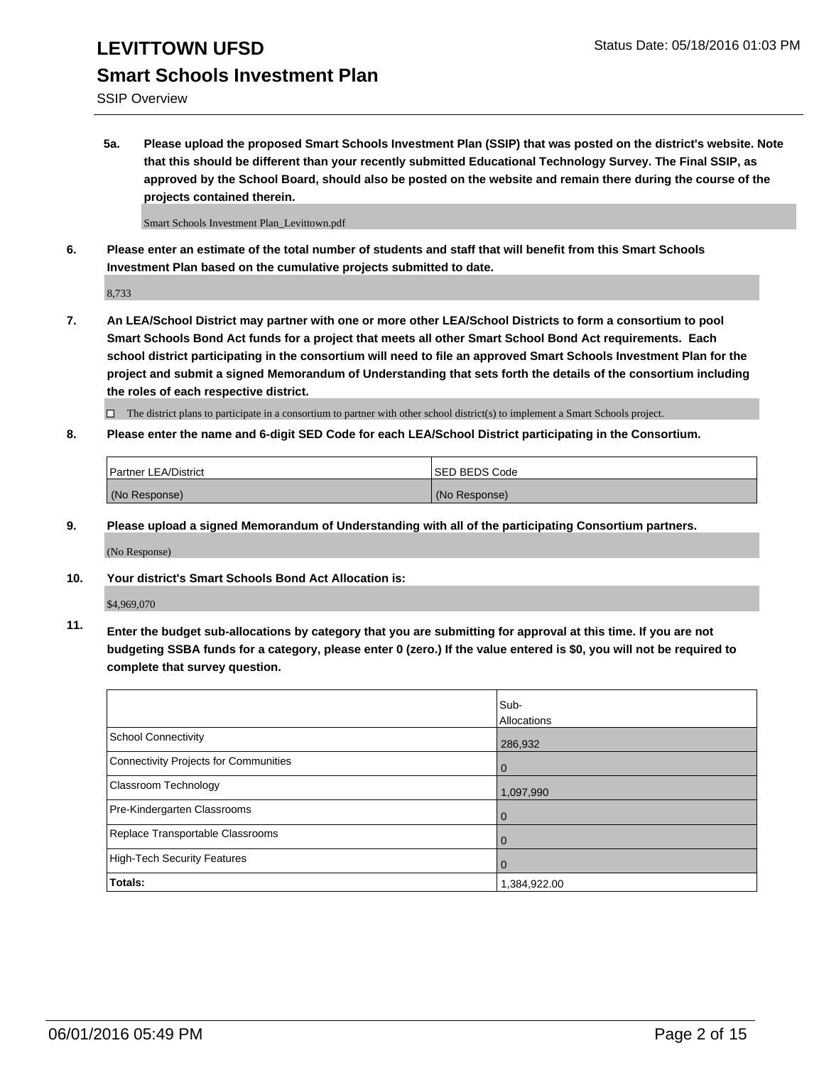# LEVITTOWN UFSD

## Smart Schools Investment Plan

SSIP Overview

**5a. Please upload the proposed Smart Schools Investment Plan (SSIP) that was posted on the district's website. Note that this should be different than your recently submitted Educational Technology Survey. The Final SSIP, as approved by the School Board, should also be posted on the website and remain there during the course of the projects contained therein.**

Smart Schools Investment Plan_Levittown.pdf

**6. Please enter an estimate of the total number of students and staff that will benefit from this Smart Schools Investment Plan based on the cumulative projects submitted to date.**

8,733

**7. An LEA/School District may partner with one or more other LEA/School Districts to form a consortium to pool Smart Schools Bond Act funds for a project that meets all other Smart School Bond Act requirements. Each school district participating in the consortium will need to file an approved Smart Schools Investment Plan for the project and submit a signed Memorandum of Understanding that sets forth the details of the consortium including the roles of each respective district.**

☐ The district plans to participate in a consortium to partner with other school district(s) to implement a Smart Schools project.

**8. Please enter the name and 6-digit SED Code for each LEA/School District participating in the Consortium.**

| Partner LEA/District | SED BEDS Code |
|---|---|
| (No Response) | (No Response) |

**9. Please upload a signed Memorandum of Understanding with all of the participating Consortium partners.**

(No Response)

**10. Your district's Smart Schools Bond Act Allocation is:**

$4,969,070

**11. Enter the budget sub-allocations by category that you are submitting for approval at this time. If you are not budgeting SSBA funds for a category, please enter 0 (zero.) If the value entered is $0, you will not be required to complete that survey question.**

| | Sub-Allocations |
|---|---|
| School Connectivity | 286,932 |
| Connectivity Projects for Communities | 0 |
| Classroom Technology | 1,097,990 |
| Pre-Kindergarten Classrooms | 0 |
| Replace Transportable Classrooms | 0 |
| High-Tech Security Features | 0 |
| **Totals:** | 1,384,922.00 |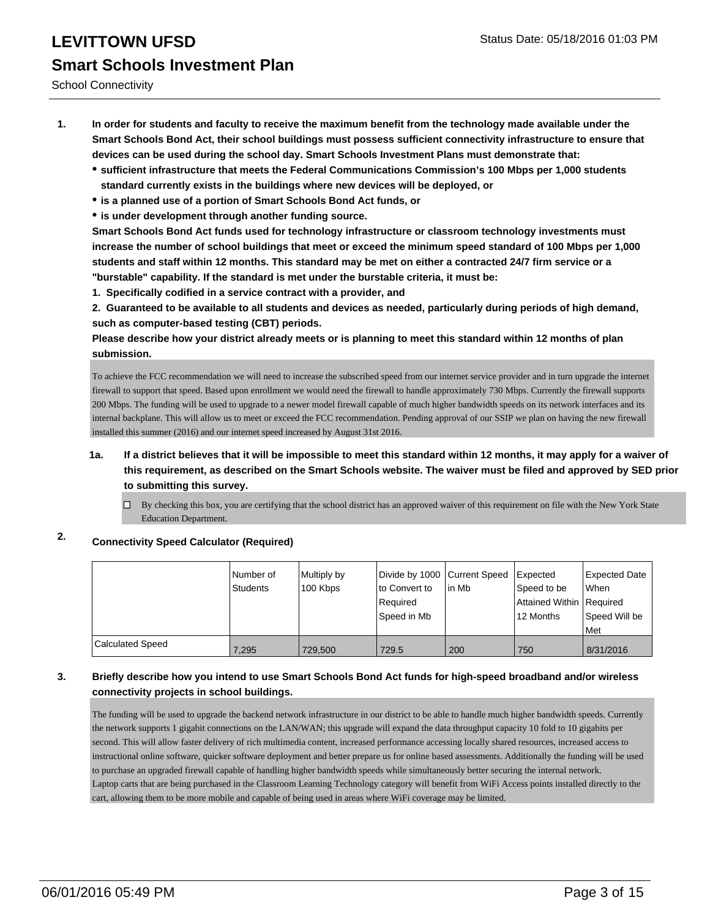# LEVITTOWN UFSD

## Smart Schools Investment Plan

School Connectivity

1. **In order for students and faculty to receive the maximum benefit from the technology made available under the Smart Schools Bond Act, their school buildings must possess sufficient connectivity infrastructure to ensure that devices can be used during the school day. Smart Schools Investment Plans must demonstrate that:**
   - **sufficient infrastructure that meets the Federal Communications Commission's 100 Mbps per 1,000 students standard currently exists in the buildings where new devices will be deployed, or**
   - **is a planned use of a portion of Smart Schools Bond Act funds, or**
   - **is under development through another funding source.**

   **Smart Schools Bond Act funds used for technology infrastructure or classroom technology investments must increase the number of school buildings that meet or exceed the minimum speed standard of 100 Mbps per 1,000 students and staff within 12 months. This standard may be met on either a contracted 24/7 firm service or a "burstable" capability. If the standard is met under the burstable criteria, it must be:**

   **1. Specifically codified in a service contract with a provider, and**

   **2. Guaranteed to be available to all students and devices as needed, particularly during periods of high demand, such as computer-based testing (CBT) periods.**

   **Please describe how your district already meets or is planning to meet this standard within 12 months of plan submission.**

   To achieve the FCC recommendation we will need to increase the subscribed speed from our internet service provider and in turn upgrade the internet firewall to support that speed. Based upon enrollment we would need the firewall to handle approximately 730 Mbps. Currently the firewall supports 200 Mbps. The funding will be used to upgrade to a newer model firewall capable of much higher bandwidth speeds on its network interfaces and its internal backplane. This will allow us to meet or exceed the FCC recommendation. Pending approval of our SSIP we plan on having the new firewall installed this summer (2016) and our internet speed increased by August 31st 2016.

   **1a. If a district believes that it will be impossible to meet this standard within 12 months, it may apply for a waiver of this requirement, as described on the Smart Schools website. The waiver must be filed and approved by SED prior to submitting this survey.**

   ☐ By checking this box, you are certifying that the school district has an approved waiver of this requirement on file with the New York State Education Department.

2. **Connectivity Speed Calculator (Required)**

| | Number of Students | Multiply by 100 Kbps | Divide by 1000 to Convert to Required Speed in Mb | Current Speed in Mb | Expected Speed to be Attained Within 12 Months | Expected Date When Required Speed Will be Met |
|---|---|---|---|---|---|---|
| Calculated Speed | 7,295 | 729,500 | 729.5 | 200 | 750 | 8/31/2016 |

3. **Briefly describe how you intend to use Smart Schools Bond Act funds for high-speed broadband and/or wireless connectivity projects in school buildings.**

   The funding will be used to upgrade the backend network infrastructure in our district to be able to handle much higher bandwidth speeds. Currently the network supports 1 gigabit connections on the LAN/WAN; this upgrade will expand the data throughput capacity 10 fold to 10 gigabits per second. This will allow faster delivery of rich multimedia content, increased performance accessing locally shared resources, increased access to instructional online software, quicker software deployment and better prepare us for online based assessments. Additionally the funding will be used to purchase an upgraded firewall capable of handling higher bandwidth speeds while simultaneously better securing the internal network.
   Laptop carts that are being purchased in the Classroom Learning Technology category will benefit from WiFi Access points installed directly to the cart, allowing them to be more mobile and capable of being used in areas where WiFi coverage may be limited.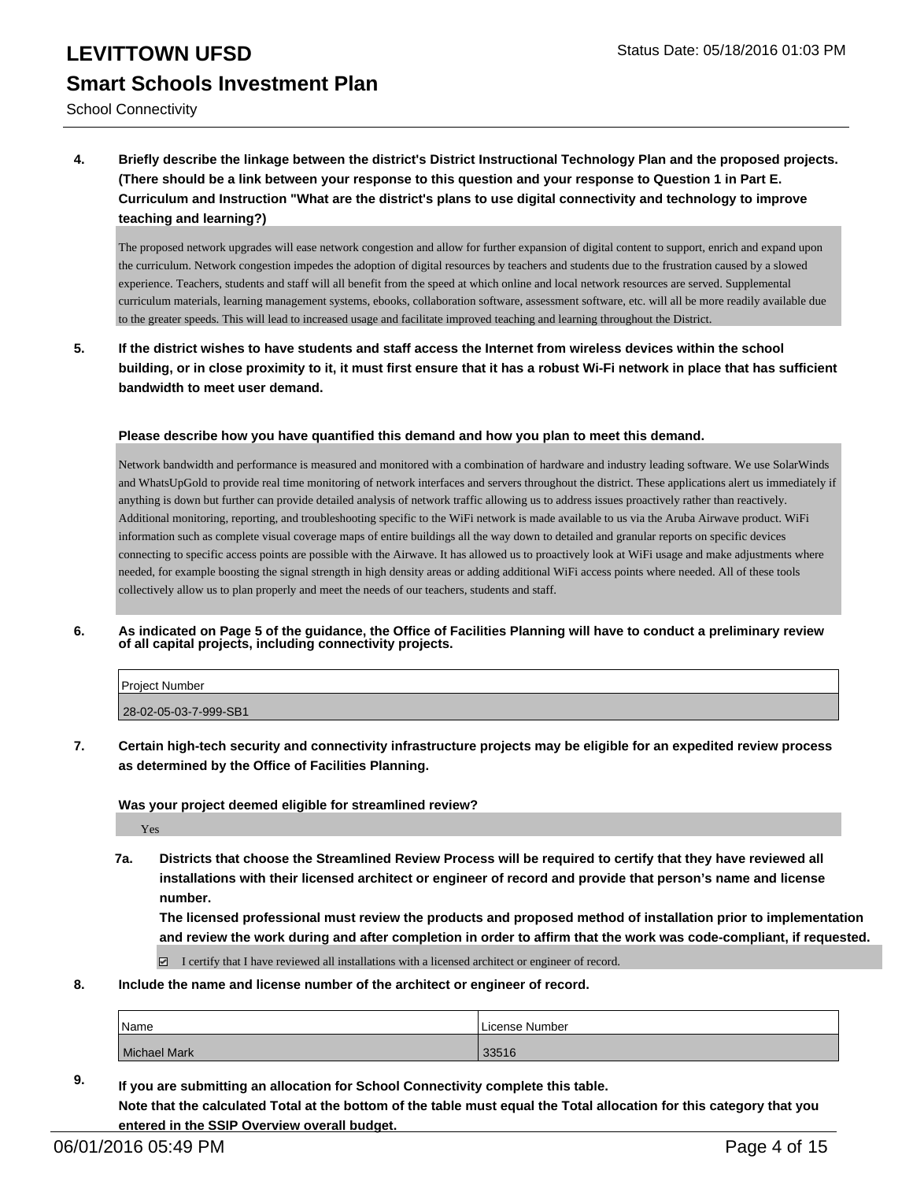**4. Briefly describe the linkage between the district's District Instructional Technology Plan and the proposed projects. (There should be a link between your response to this question and your response to Question 1 in Part E. Curriculum and Instruction "What are the district's plans to use digital connectivity and technology to improve teaching and learning?)**

The proposed network upgrades will ease network congestion and allow for further expansion of digital content to support, enrich and expand upon the curriculum. Network congestion impedes the adoption of digital resources by teachers and students due to the frustration caused by a slowed experience. Teachers, students and staff will all benefit from the speed at which online and local network resources are served. Supplemental curriculum materials, learning management systems, ebooks, collaboration software, assessment software, etc. will all be more readily available due to the greater speeds. This will lead to increased usage and facilitate improved teaching and learning throughout the District.

**5. If the district wishes to have students and staff access the Internet from wireless devices within the school building, or in close proximity to it, it must first ensure that it has a robust Wi-Fi network in place that has sufficient bandwidth to meet user demand.**

**Please describe how you have quantified this demand and how you plan to meet this demand.**

Network bandwidth and performance is measured and monitored with a combination of hardware and industry leading software. We use SolarWinds and WhatsUpGold to provide real time monitoring of network interfaces and servers throughout the district. These applications alert us immediately if anything is down but further can provide detailed analysis of network traffic allowing us to address issues proactively rather than reactively. Additional monitoring, reporting, and troubleshooting specific to the WiFi network is made available to us via the Aruba Airwave product. WiFi information such as complete visual coverage maps of entire buildings all the way down to detailed and granular reports on specific devices connecting to specific access points are possible with the Airwave. It has allowed us to proactively look at WiFi usage and make adjustments where needed, for example boosting the signal strength in high density areas or adding additional WiFi access points where needed. All of these tools collectively allow us to plan properly and meet the needs of our teachers, students and staff.

**6. As indicated on Page 5 of the guidance, the Office of Facilities Planning will have to conduct a preliminary review of all capital projects, including connectivity projects.**

| Project Number |
|---|
| 28-02-05-03-7-999-SB1 |

**7. Certain high-tech security and connectivity infrastructure projects may be eligible for an expedited review process as determined by the Office of Facilities Planning.**

**Was your project deemed eligible for streamlined review?**

Yes

**7a. Districts that choose the Streamlined Review Process will be required to certify that they have reviewed all installations with their licensed architect or engineer of record and provide that person's name and license number.**
**The licensed professional must review the products and proposed method of installation prior to implementation and review the work during and after completion in order to affirm that the work was code-compliant, if requested.**

☑ I certify that I have reviewed all installations with a licensed architect or engineer of record.

**8. Include the name and license number of the architect or engineer of record.**

| Name | License Number |
|---|---|
| Michael Mark | 33516 |

**9. If you are submitting an allocation for School Connectivity complete this table.**
**Note that the calculated Total at the bottom of the table must equal the Total allocation for this category that you entered in the SSIP Overview overall budget.**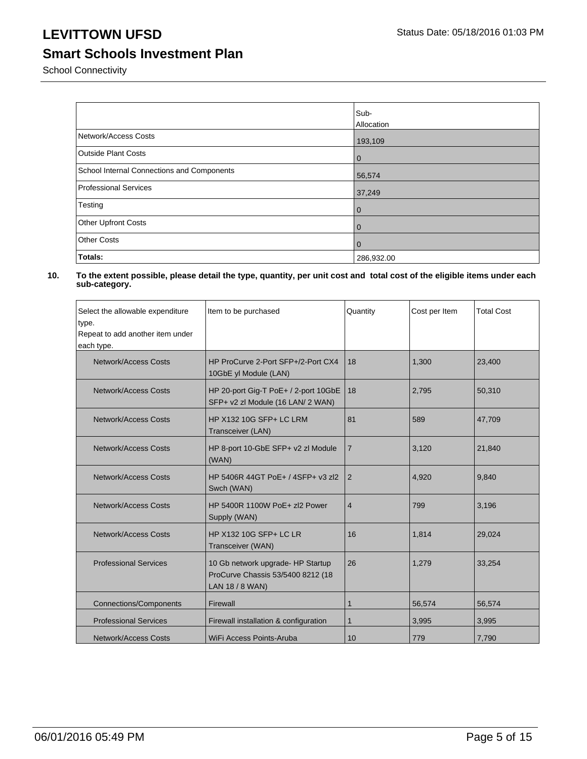# LEVITTOWN UFSD

Status Date: 05/18/2016 01:03 PM

## Smart Schools Investment Plan

School Connectivity

| | Sub-Allocation |
|---|---|
| Network/Access Costs | 193,109 |
| Outside Plant Costs | 0 |
| School Internal Connections and Components | 56,574 |
| Professional Services | 37,249 |
| Testing | 0 |
| Other Upfront Costs | 0 |
| Other Costs | 0 |
| **Totals:** | 286,932.00 |

**10. To the extent possible, please detail the type, quantity, per unit cost and total cost of the eligible items under each sub-category.**

| Select the allowable expenditure type. Repeat to add another item under each type. | Item to be purchased | Quantity | Cost per Item | Total Cost |
|---|---|---|---|---|
| Network/Access Costs | HP ProCurve 2-Port SFP+/2-Port CX4 10GbE yl Module (LAN) | 18 | 1,300 | 23,400 |
| Network/Access Costs | HP 20-port Gig-T PoE+ / 2-port 10GbE SFP+ v2 zl Module (16 LAN/ 2 WAN) | 18 | 2,795 | 50,310 |
| Network/Access Costs | HP X132 10G SFP+ LC LRM Transceiver (LAN) | 81 | 589 | 47,709 |
| Network/Access Costs | HP 8-port 10-GbE SFP+ v2 zl Module (WAN) | 7 | 3,120 | 21,840 |
| Network/Access Costs | HP 5406R 44GT PoE+ / 4SFP+ v3 zl2 Swch (WAN) | 2 | 4,920 | 9,840 |
| Network/Access Costs | HP 5400R 1100W PoE+ zl2 Power Supply (WAN) | 4 | 799 | 3,196 |
| Network/Access Costs | HP X132 10G SFP+ LC LR Transceiver (WAN) | 16 | 1,814 | 29,024 |
| Professional Services | 10 Gb network upgrade- HP Startup ProCurve Chassis 53/5400 8212 (18 LAN 18 / 8 WAN) | 26 | 1,279 | 33,254 |
| Connections/Components | Firewall | 1 | 56,574 | 56,574 |
| Professional Services | Firewall installation & configuration | 1 | 3,995 | 3,995 |
| Network/Access Costs | WiFi Access Points-Aruba | 10 | 779 | 7,790 |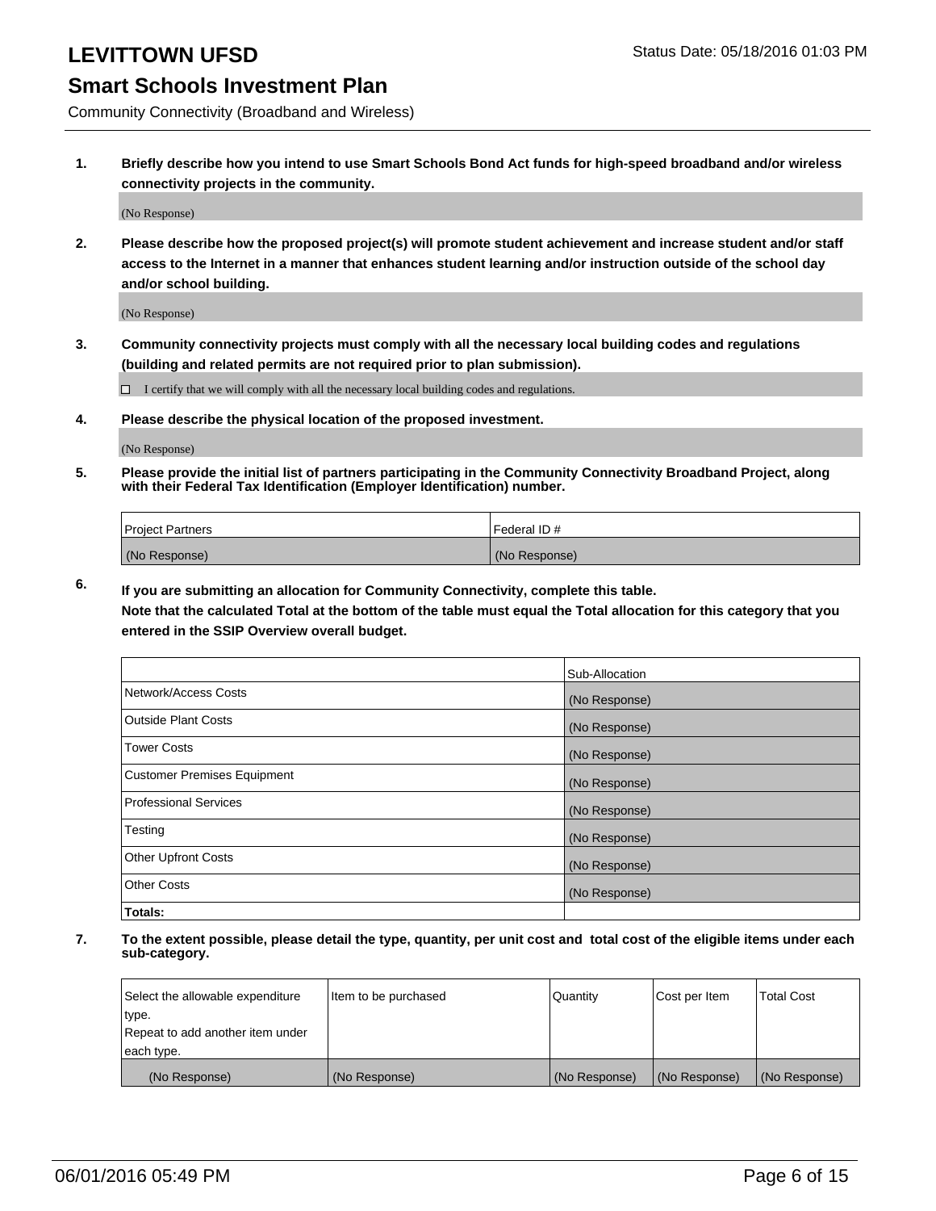# LEVITTOWN UFSD

Status Date: 05/18/2016 01:03 PM

## Smart Schools Investment Plan

Community Connectivity (Broadband and Wireless)

**1. Briefly describe how you intend to use Smart Schools Bond Act funds for high-speed broadband and/or wireless connectivity projects in the community.**

(No Response)

**2. Please describe how the proposed project(s) will promote student achievement and increase student and/or staff access to the Internet in a manner that enhances student learning and/or instruction outside of the school day and/or school building.**

(No Response)

**3. Community connectivity projects must comply with all the necessary local building codes and regulations (building and related permits are not required prior to plan submission).**

☐ I certify that we will comply with all the necessary local building codes and regulations.

**4. Please describe the physical location of the proposed investment.**

(No Response)

**5. Please provide the initial list of partners participating in the Community Connectivity Broadband Project, along with their Federal Tax Identification (Employer Identification) number.**

| Project Partners | Federal ID # |
|---|---|
| (No Response) | (No Response) |

**6. If you are submitting an allocation for Community Connectivity, complete this table. Note that the calculated Total at the bottom of the table must equal the Total allocation for this category that you entered in the SSIP Overview overall budget.**

| | Sub-Allocation |
|---|---|
| Network/Access Costs | (No Response) |
| Outside Plant Costs | (No Response) |
| Tower Costs | (No Response) |
| Customer Premises Equipment | (No Response) |
| Professional Services | (No Response) |
| Testing | (No Response) |
| Other Upfront Costs | (No Response) |
| Other Costs | (No Response) |
| **Totals:** | |

**7. To the extent possible, please detail the type, quantity, per unit cost and total cost of the eligible items under each sub-category.**

| Select the allowable expenditure type. Repeat to add another item under each type. | Item to be purchased | Quantity | Cost per Item | Total Cost |
|---|---|---|---|---|
| (No Response) | (No Response) | (No Response) | (No Response) | (No Response) |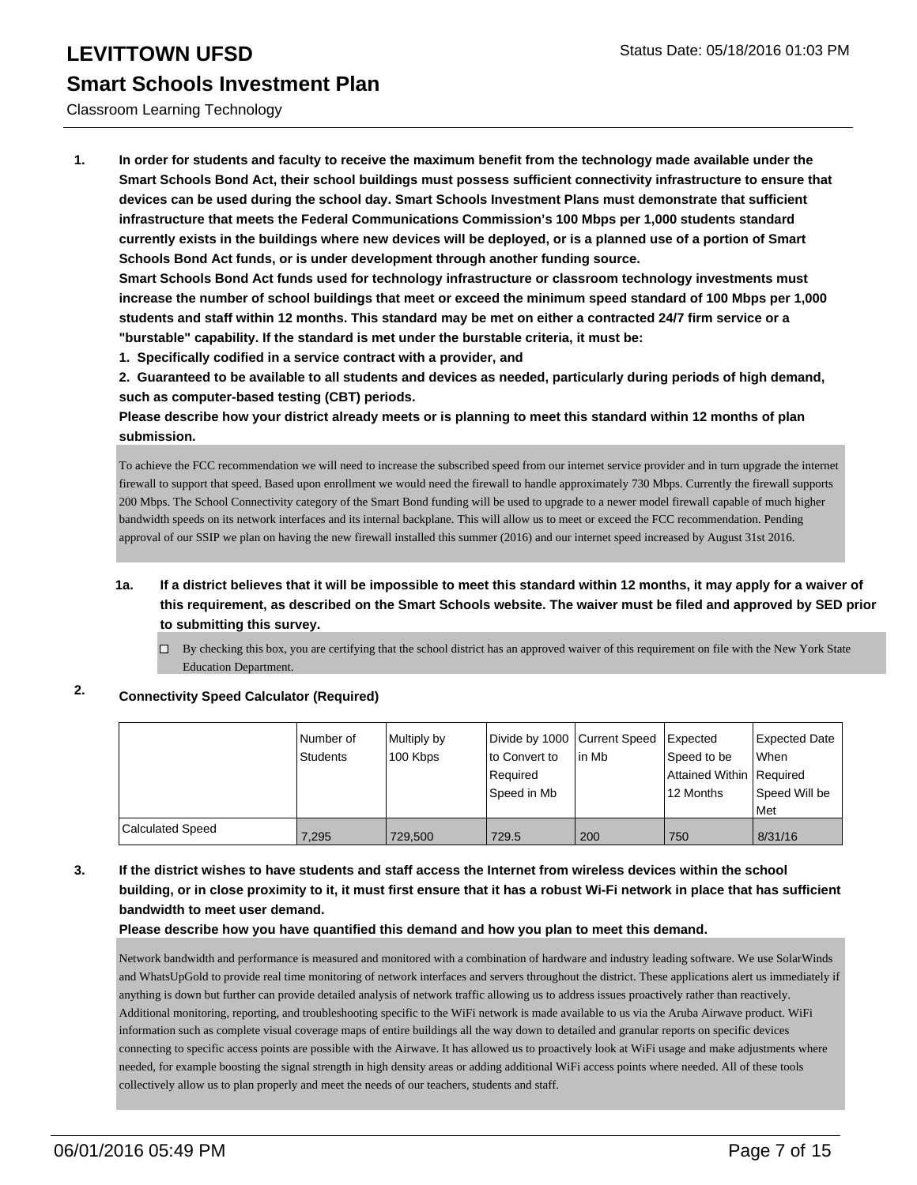# LEVITTOWN UFSD

Status Date: 05/18/2016 01:03 PM

## Smart Schools Investment Plan

Classroom Learning Technology

**1. In order for students and faculty to receive the maximum benefit from the technology made available under the Smart Schools Bond Act, their school buildings must possess sufficient connectivity infrastructure to ensure that devices can be used during the school day. Smart Schools Investment Plans must demonstrate that sufficient infrastructure that meets the Federal Communications Commission's 100 Mbps per 1,000 students standard currently exists in the buildings where new devices will be deployed, or is a planned use of a portion of Smart Schools Bond Act funds, or is under development through another funding source.**

**Smart Schools Bond Act funds used for technology infrastructure or classroom technology investments must increase the number of school buildings that meet or exceed the minimum speed standard of 100 Mbps per 1,000 students and staff within 12 months. This standard may be met on either a contracted 24/7 firm service or a "burstable" capability. If the standard is met under the burstable criteria, it must be:**

**1. Specifically codified in a service contract with a provider, and**

**2. Guaranteed to be available to all students and devices as needed, particularly during periods of high demand, such as computer-based testing (CBT) periods.**

**Please describe how your district already meets or is planning to meet this standard within 12 months of plan submission.**

To achieve the FCC recommendation we will need to increase the subscribed speed from our internet service provider and in turn upgrade the internet firewall to support that speed. Based upon enrollment we would need the firewall to handle approximately 730 Mbps. Currently the firewall supports 200 Mbps. The School Connectivity category of the Smart Bond funding will be used to upgrade to a newer model firewall capable of much higher bandwidth speeds on its network interfaces and its internal backplane. This will allow us to meet or exceed the FCC recommendation. Pending approval of our SSIP we plan on having the new firewall installed this summer (2016) and our internet speed increased by August 31st 2016.

**1a. If a district believes that it will be impossible to meet this standard within 12 months, it may apply for a waiver of this requirement, as described on the Smart Schools website. The waiver must be filed and approved by SED prior to submitting this survey.**

☐ By checking this box, you are certifying that the school district has an approved waiver of this requirement on file with the New York State Education Department.

**2. Connectivity Speed Calculator (Required)**

| | Number of Students | Multiply by 100 Kbps | Divide by 1000 to Convert to Required Speed in Mb | Current Speed in Mb | Expected Speed to be Attained Within 12 Months | Expected Date When Required Speed Will be Met |
|---|---|---|---|---|---|---|
| Calculated Speed | 7,295 | 729,500 | 729.5 | 200 | 750 | 8/31/16 |

**3. If the district wishes to have students and staff access the Internet from wireless devices within the school building, or in close proximity to it, it must first ensure that it has a robust Wi-Fi network in place that has sufficient bandwidth to meet user demand.**

**Please describe how you have quantified this demand and how you plan to meet this demand.**

Network bandwidth and performance is measured and monitored with a combination of hardware and industry leading software. We use SolarWinds and WhatsUpGold to provide real time monitoring of network interfaces and servers throughout the district. These applications alert us immediately if anything is down but further can provide detailed analysis of network traffic allowing us to address issues proactively rather than reactively. Additional monitoring, reporting, and troubleshooting specific to the WiFi network is made available to us via the Aruba Airwave product. WiFi information such as complete visual coverage maps of entire buildings all the way down to detailed and granular reports on specific devices connecting to specific access points are possible with the Airwave. It has allowed us to proactively look at WiFi usage and make adjustments where needed, for example boosting the signal strength in high density areas or adding additional WiFi access points where needed. All of these tools collectively allow us to plan properly and meet the needs of our teachers, students and staff.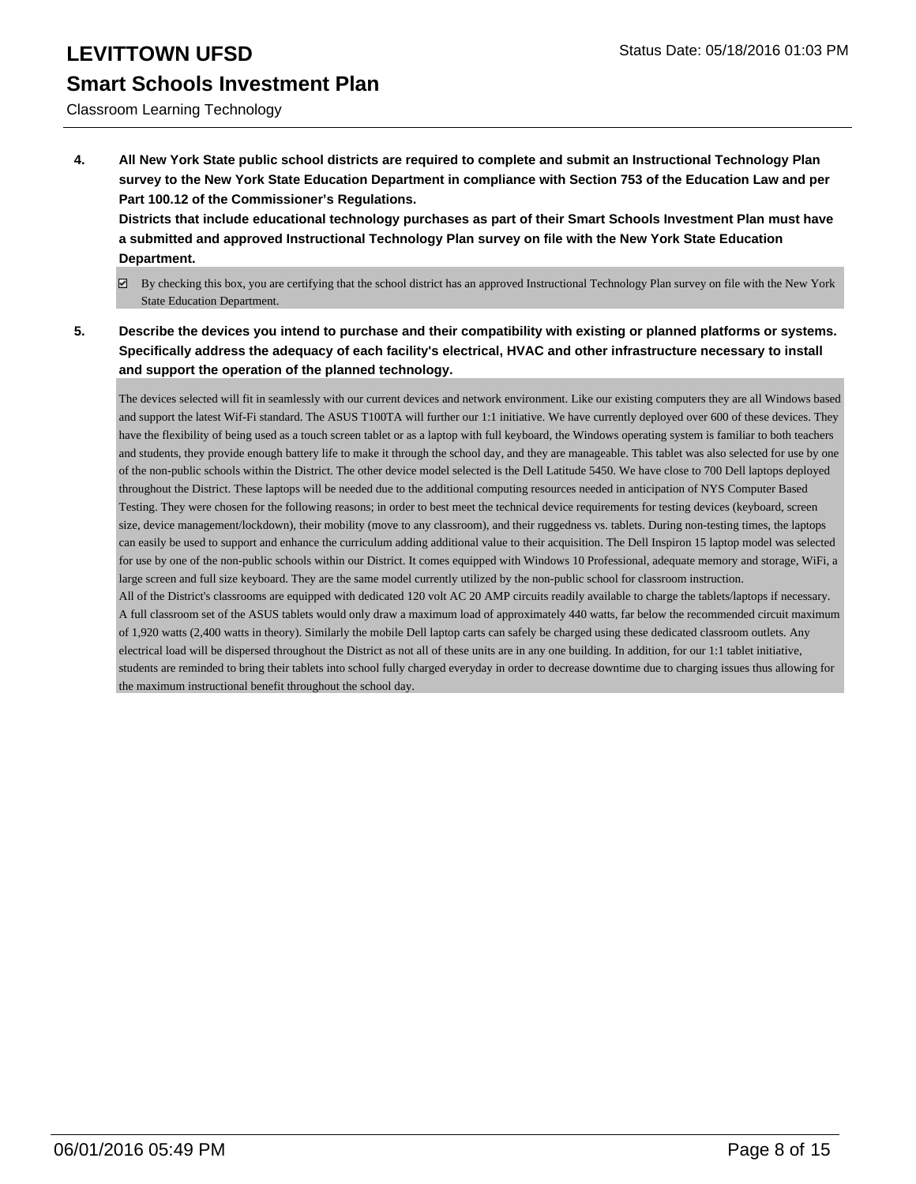**4. All New York State public school districts are required to complete and submit an Instructional Technology Plan survey to the New York State Education Department in compliance with Section 753 of the Education Law and per Part 100.12 of the Commissioner's Regulations.**
**Districts that include educational technology purchases as part of their Smart Schools Investment Plan must have a submitted and approved Instructional Technology Plan survey on file with the New York State Education Department.**

☑ By checking this box, you are certifying that the school district has an approved Instructional Technology Plan survey on file with the New York State Education Department.

**5. Describe the devices you intend to purchase and their compatibility with existing or planned platforms or systems. Specifically address the adequacy of each facility's electrical, HVAC and other infrastructure necessary to install and support the operation of the planned technology.**

The devices selected will fit in seamlessly with our current devices and network environment. Like our existing computers they are all Windows based and support the latest Wif-Fi standard. The ASUS T100TA will further our 1:1 initiative. We have currently deployed over 600 of these devices. They have the flexibility of being used as a touch screen tablet or as a laptop with full keyboard, the Windows operating system is familiar to both teachers and students, they provide enough battery life to make it through the school day, and they are manageable. This tablet was also selected for use by one of the non-public schools within the District. The other device model selected is the Dell Latitude 5450. We have close to 700 Dell laptops deployed throughout the District. These laptops will be needed due to the additional computing resources needed in anticipation of NYS Computer Based Testing. They were chosen for the following reasons; in order to best meet the technical device requirements for testing devices (keyboard, screen size, device management/lockdown), their mobility (move to any classroom), and their ruggedness vs. tablets. During non-testing times, the laptops can easily be used to support and enhance the curriculum adding additional value to their acquisition. The Dell Inspiron 15 laptop model was selected for use by one of the non-public schools within our District. It comes equipped with Windows 10 Professional, adequate memory and storage, WiFi, a large screen and full size keyboard. They are the same model currently utilized by the non-public school for classroom instruction.
All of the District's classrooms are equipped with dedicated 120 volt AC 20 AMP circuits readily available to charge the tablets/laptops if necessary. A full classroom set of the ASUS tablets would only draw a maximum load of approximately 440 watts, far below the recommended circuit maximum of 1,920 watts (2,400 watts in theory). Similarly the mobile Dell laptop carts can safely be charged using these dedicated classroom outlets. Any electrical load will be dispersed throughout the District as not all of these units are in any one building. In addition, for our 1:1 tablet initiative, students are reminded to bring their tablets into school fully charged everyday in order to decrease downtime due to charging issues thus allowing for the maximum instructional benefit throughout the school day.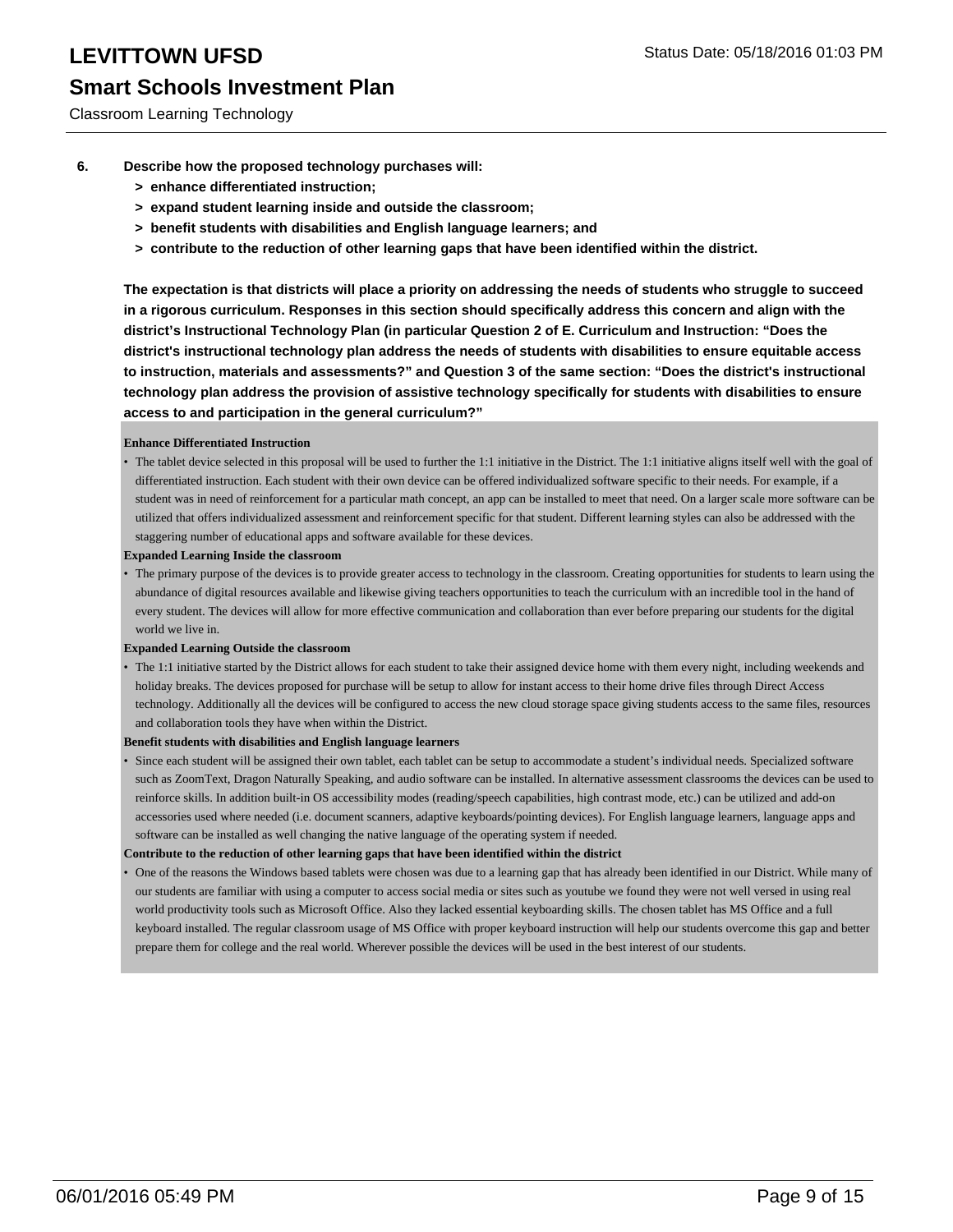6. **Describe how the proposed technology purchases will:**
   - **> enhance differentiated instruction;**
   - **> expand student learning inside and outside the classroom;**
   - **> benefit students with disabilities and English language learners; and**
   - **> contribute to the reduction of other learning gaps that have been identified within the district.**

   **The expectation is that districts will place a priority on addressing the needs of students who struggle to succeed in a rigorous curriculum. Responses in this section should specifically address this concern and align with the district's Instructional Technology Plan (in particular Question 2 of E. Curriculum and Instruction: "Does the district's instructional technology plan address the needs of students with disabilities to ensure equitable access to instruction, materials and assessments?" and Question 3 of the same section: "Does the district's instructional technology plan address the provision of assistive technology specifically for students with disabilities to ensure access to and participation in the general curriculum?"**

**Enhance Differentiated Instruction**

- The tablet device selected in this proposal will be used to further the 1:1 initiative in the District. The 1:1 initiative aligns itself well with the goal of differentiated instruction. Each student with their own device can be offered individualized software specific to their needs. For example, if a student was in need of reinforcement for a particular math concept, an app can be installed to meet that need. On a larger scale more software can be utilized that offers individualized assessment and reinforcement specific for that student. Different learning styles can also be addressed with the staggering number of educational apps and software available for these devices.

**Expanded Learning Inside the classroom**

- The primary purpose of the devices is to provide greater access to technology in the classroom. Creating opportunities for students to learn using the abundance of digital resources available and likewise giving teachers opportunities to teach the curriculum with an incredible tool in the hand of every student. The devices will allow for more effective communication and collaboration than ever before preparing our students for the digital world we live in.

**Expanded Learning Outside the classroom**

- The 1:1 initiative started by the District allows for each student to take their assigned device home with them every night, including weekends and holiday breaks. The devices proposed for purchase will be setup to allow for instant access to their home drive files through Direct Access technology. Additionally all the devices will be configured to access the new cloud storage space giving students access to the same files, resources and collaboration tools they have when within the District.

**Benefit students with disabilities and English language learners**

- Since each student will be assigned their own tablet, each tablet can be setup to accommodate a student's individual needs. Specialized software such as ZoomText, Dragon Naturally Speaking, and audio software can be installed. In alternative assessment classrooms the devices can be used to reinforce skills. In addition built-in OS accessibility modes (reading/speech capabilities, high contrast mode, etc.) can be utilized and add-on accessories used where needed (i.e. document scanners, adaptive keyboards/pointing devices). For English language learners, language apps and software can be installed as well changing the native language of the operating system if needed.

**Contribute to the reduction of other learning gaps that have been identified within the district**

- One of the reasons the Windows based tablets were chosen was due to a learning gap that has already been identified in our District. While many of our students are familiar with using a computer to access social media or sites such as youtube we found they were not well versed in using real world productivity tools such as Microsoft Office. Also they lacked essential keyboarding skills. The chosen tablet has MS Office and a full keyboard installed. The regular classroom usage of MS Office with proper keyboard instruction will help our students overcome this gap and better prepare them for college and the real world. Wherever possible the devices will be used in the best interest of our students.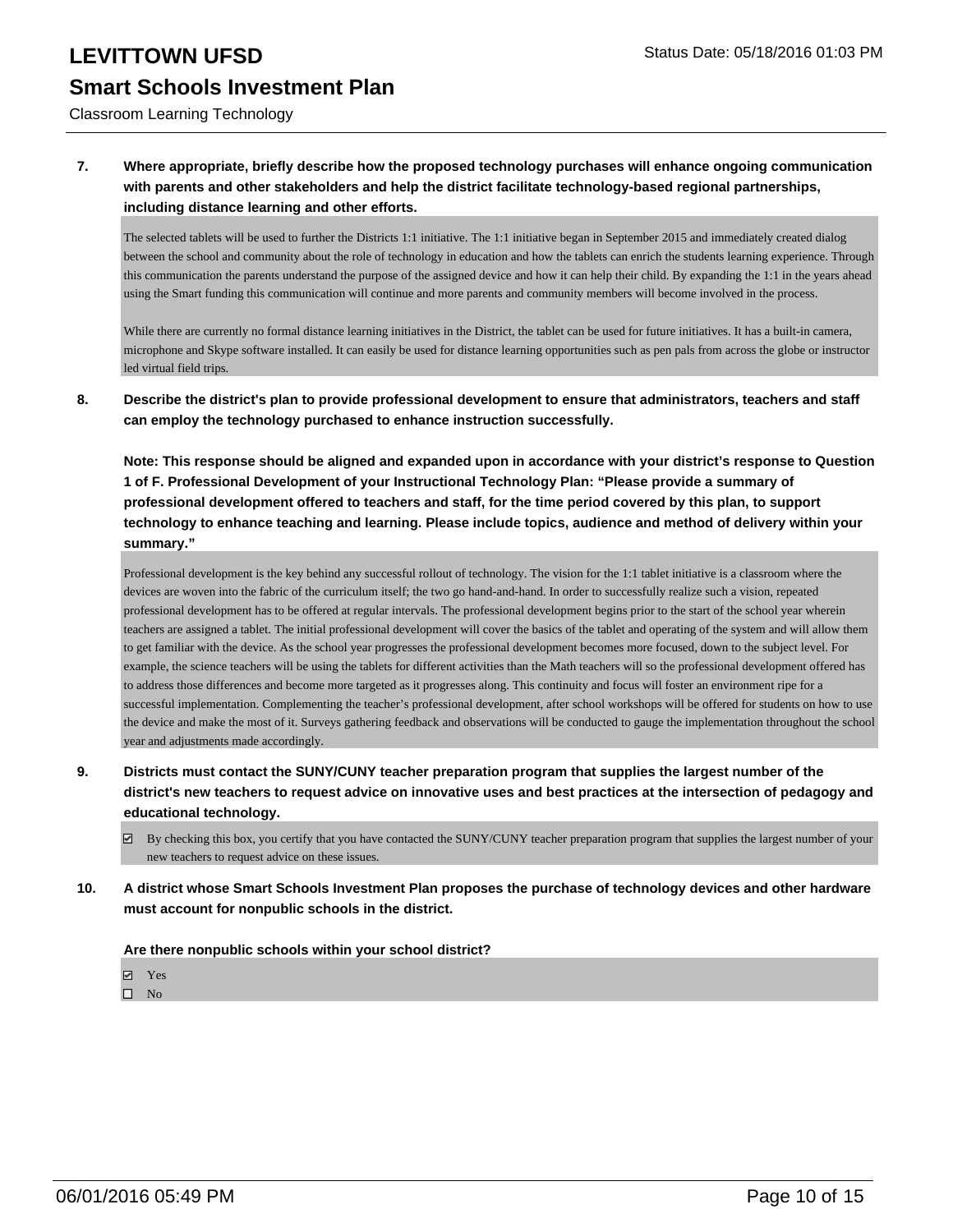**7. Where appropriate, briefly describe how the proposed technology purchases will enhance ongoing communication with parents and other stakeholders and help the district facilitate technology-based regional partnerships, including distance learning and other efforts.**

The selected tablets will be used to further the Districts 1:1 initiative. The 1:1 initiative began in September 2015 and immediately created dialog between the school and community about the role of technology in education and how the tablets can enrich the students learning experience. Through this communication the parents understand the purpose of the assigned device and how it can help their child. By expanding the 1:1 in the years ahead using the Smart funding this communication will continue and more parents and community members will become involved in the process.

While there are currently no formal distance learning initiatives in the District, the tablet can be used for future initiatives. It has a built-in camera, microphone and Skype software installed. It can easily be used for distance learning opportunities such as pen pals from across the globe or instructor led virtual field trips.

**8. Describe the district's plan to provide professional development to ensure that administrators, teachers and staff can employ the technology purchased to enhance instruction successfully.**

**Note: This response should be aligned and expanded upon in accordance with your district's response to Question 1 of F. Professional Development of your Instructional Technology Plan: "Please provide a summary of professional development offered to teachers and staff, for the time period covered by this plan, to support technology to enhance teaching and learning. Please include topics, audience and method of delivery within your summary."**

Professional development is the key behind any successful rollout of technology. The vision for the 1:1 tablet initiative is a classroom where the devices are woven into the fabric of the curriculum itself; the two go hand-and-hand. In order to successfully realize such a vision, repeated professional development has to be offered at regular intervals. The professional development begins prior to the start of the school year wherein teachers are assigned a tablet. The initial professional development will cover the basics of the tablet and operating of the system and will allow them to get familiar with the device. As the school year progresses the professional development becomes more focused, down to the subject level. For example, the science teachers will be using the tablets for different activities than the Math teachers will so the professional development offered has to address those differences and become more targeted as it progresses along. This continuity and focus will foster an environment ripe for a successful implementation. Complementing the teacher's professional development, after school workshops will be offered for students on how to use the device and make the most of it. Surveys gathering feedback and observations will be conducted to gauge the implementation throughout the school year and adjustments made accordingly.

**9. Districts must contact the SUNY/CUNY teacher preparation program that supplies the largest number of the district's new teachers to request advice on innovative uses and best practices at the intersection of pedagogy and educational technology.**

☑ By checking this box, you certify that you have contacted the SUNY/CUNY teacher preparation program that supplies the largest number of your new teachers to request advice on these issues.

**10. A district whose Smart Schools Investment Plan proposes the purchase of technology devices and other hardware must account for nonpublic schools in the district.**

**Are there nonpublic schools within your school district?**

☑ Yes
☐ No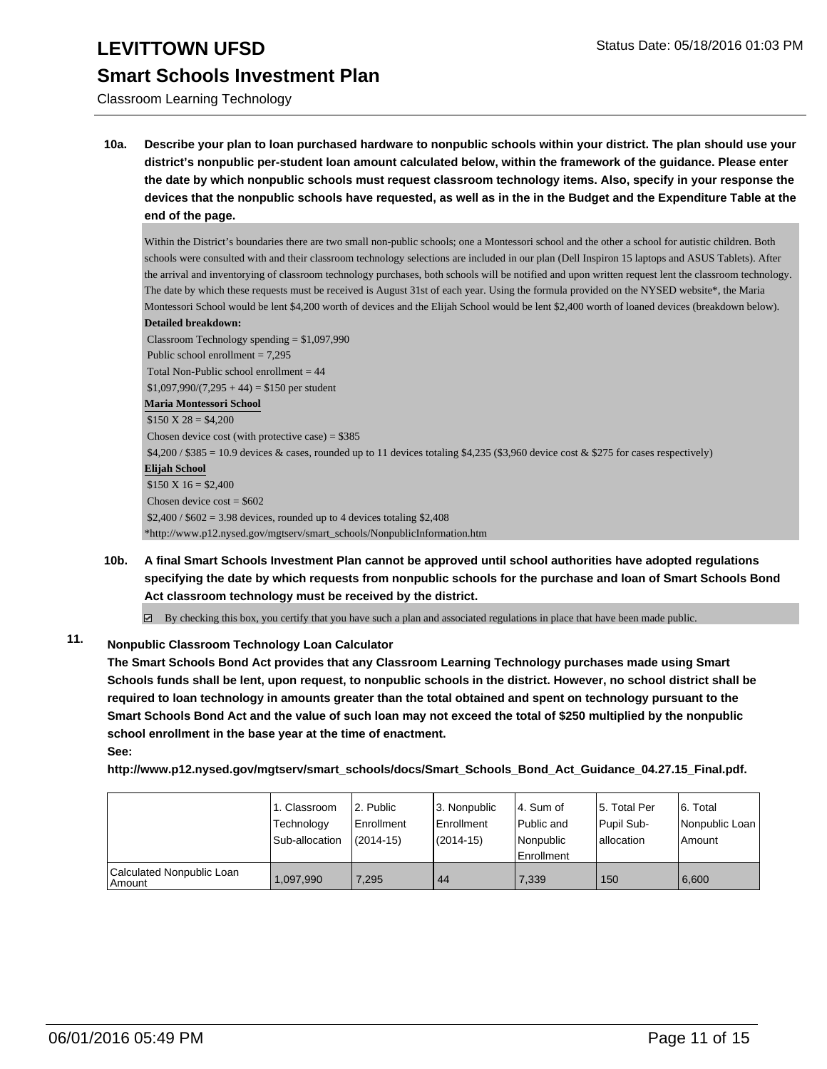# LEVITTOWN UFSD

Status Date: 05/18/2016 01:03 PM

## Smart Schools Investment Plan

Classroom Learning Technology

**10a. Describe your plan to loan purchased hardware to nonpublic schools within your district. The plan should use your district's nonpublic per-student loan amount calculated below, within the framework of the guidance. Please enter the date by which nonpublic schools must request classroom technology items. Also, specify in your response the devices that the nonpublic schools have requested, as well as in the in the Budget and the Expenditure Table at the end of the page.**

Within the District's boundaries there are two small non-public schools; one a Montessori school and the other a school for autistic children. Both schools were consulted with and their classroom technology selections are included in our plan (Dell Inspiron 15 laptops and ASUS Tablets). After the arrival and inventorying of classroom technology purchases, both schools will be notified and upon written request lent the classroom technology. The date by which these requests must be received is August 31st of each year. Using the formula provided on the NYSED website*, the Maria Montessori School would be lent $4,200 worth of devices and the Elijah School would be lent $2,400 worth of loaned devices (breakdown below).

**Detailed breakdown:**

Classroom Technology spending = $1,097,990
Public school enrollment = 7,295
Total Non-Public school enrollment = 44
$1,097,990/(7,295 + 44) = $150 per student

**Maria Montessori School**

$150 X 28 = $4,200
Chosen device cost (with protective case) = $385
$4,200 / $385 = 10.9 devices & cases, rounded up to 11 devices totaling $4,235 ($3,960 device cost & $275 for cases respectively)

**Elijah School**

$150 X 16 = $2,400
Chosen device cost = $602
$2,400 / $602 = 3.98 devices, rounded up to 4 devices totaling $2,408

*http://www.p12.nysed.gov/mgtserv/smart_schools/NonpublicInformation.htm

**10b. A final Smart Schools Investment Plan cannot be approved until school authorities have adopted regulations specifying the date by which requests from nonpublic schools for the purchase and loan of Smart Schools Bond Act classroom technology must be received by the district.**

☑ By checking this box, you certify that you have such a plan and associated regulations in place that have been made public.

**11. Nonpublic Classroom Technology Loan Calculator**

**The Smart Schools Bond Act provides that any Classroom Learning Technology purchases made using Smart Schools funds shall be lent, upon request, to nonpublic schools in the district. However, no school district shall be required to loan technology in amounts greater than the total obtained and spent on technology pursuant to the Smart Schools Bond Act and the value of such loan may not exceed the total of $250 multiplied by the nonpublic school enrollment in the base year at the time of enactment.**

**See:**

**http://www.p12.nysed.gov/mgtserv/smart_schools/docs/Smart_Schools_Bond_Act_Guidance_04.27.15_Final.pdf.**

| | 1. Classroom Technology Sub-allocation | 2. Public Enrollment (2014-15) | 3. Nonpublic Enrollment (2014-15) | 4. Sum of Public and Nonpublic Enrollment | 5. Total Per Pupil Sub-allocation | 6. Total Nonpublic Loan Amount |
|---|---|---|---|---|---|---|
| Calculated Nonpublic Loan Amount | 1,097,990 | 7,295 | 44 | 7,339 | 150 | 6,600 |

06/01/2016 05:49 PM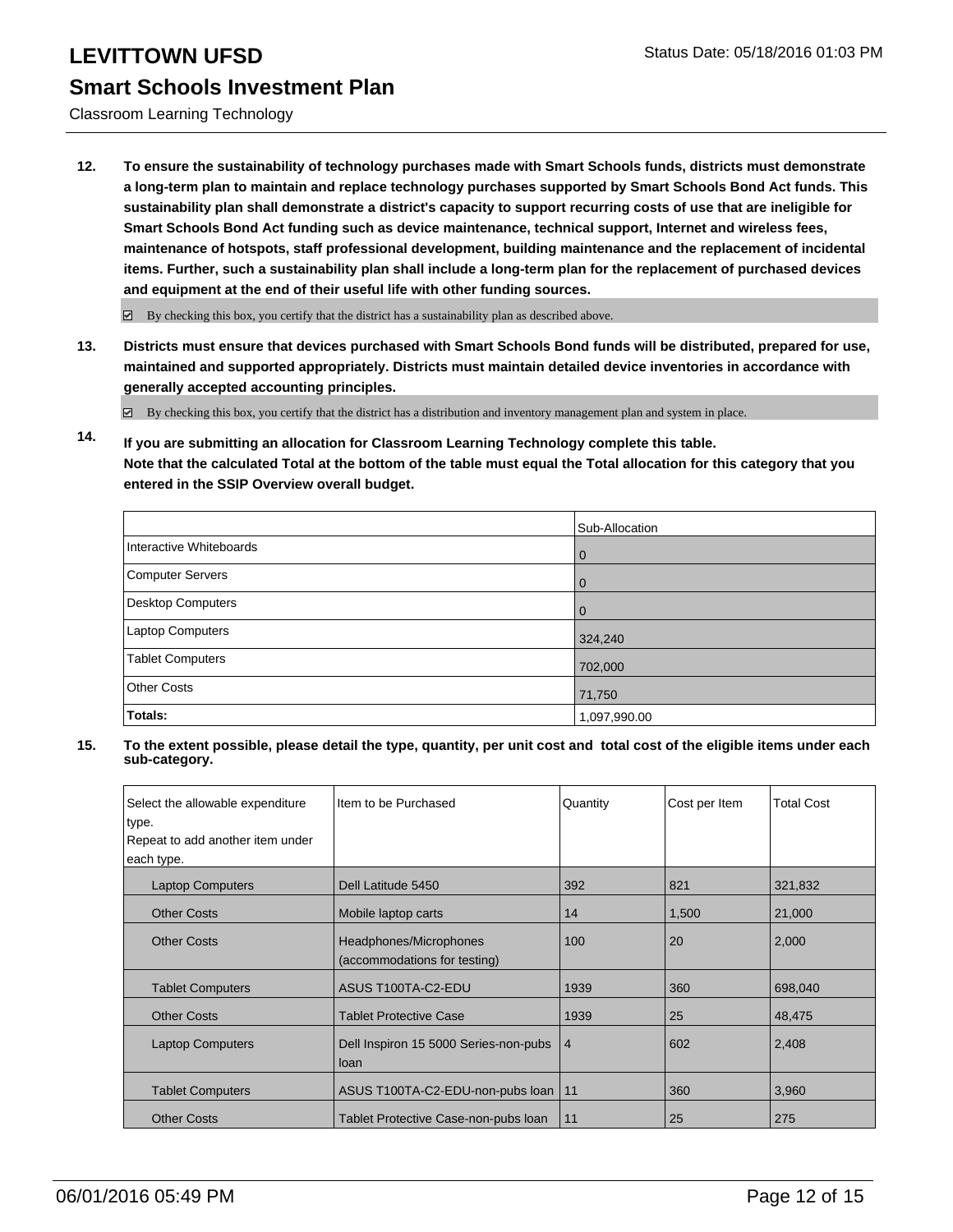# LEVITTOWN UFSD

Status Date: 05/18/2016 01:03 PM

## Smart Schools Investment Plan

Classroom Learning Technology

**12. To ensure the sustainability of technology purchases made with Smart Schools funds, districts must demonstrate a long-term plan to maintain and replace technology purchases supported by Smart Schools Bond Act funds. This sustainability plan shall demonstrate a district's capacity to support recurring costs of use that are ineligible for Smart Schools Bond Act funding such as device maintenance, technical support, Internet and wireless fees, maintenance of hotspots, staff professional development, building maintenance and the replacement of incidental items. Further, such a sustainability plan shall include a long-term plan for the replacement of purchased devices and equipment at the end of their useful life with other funding sources.**

☑ By checking this box, you certify that the district has a sustainability plan as described above.

**13. Districts must ensure that devices purchased with Smart Schools Bond funds will be distributed, prepared for use, maintained and supported appropriately. Districts must maintain detailed device inventories in accordance with generally accepted accounting principles.**

☑ By checking this box, you certify that the district has a distribution and inventory management plan and system in place.

**14. If you are submitting an allocation for Classroom Learning Technology complete this table. Note that the calculated Total at the bottom of the table must equal the Total allocation for this category that you entered in the SSIP Overview overall budget.**

| | Sub-Allocation |
|---|---|
| Interactive Whiteboards | 0 |
| Computer Servers | 0 |
| Desktop Computers | 0 |
| Laptop Computers | 324,240 |
| Tablet Computers | 702,000 |
| Other Costs | 71,750 |
| **Totals:** | 1,097,990.00 |

**15. To the extent possible, please detail the type, quantity, per unit cost and total cost of the eligible items under each sub-category.**

| Select the allowable expenditure type. Repeat to add another item under each type. | Item to be Purchased | Quantity | Cost per Item | Total Cost |
|---|---|---|---|---|
| Laptop Computers | Dell Latitude 5450 | 392 | 821 | 321,832 |
| Other Costs | Mobile laptop carts | 14 | 1,500 | 21,000 |
| Other Costs | Headphones/Microphones (accommodations for testing) | 100 | 20 | 2,000 |
| Tablet Computers | ASUS T100TA-C2-EDU | 1939 | 360 | 698,040 |
| Other Costs | Tablet Protective Case | 1939 | 25 | 48,475 |
| Laptop Computers | Dell Inspiron 15 5000 Series-non-pubs loan | 4 | 602 | 2,408 |
| Tablet Computers | ASUS T100TA-C2-EDU-non-pubs loan | 11 | 360 | 3,960 |
| Other Costs | Tablet Protective Case-non-pubs loan | 11 | 25 | 275 |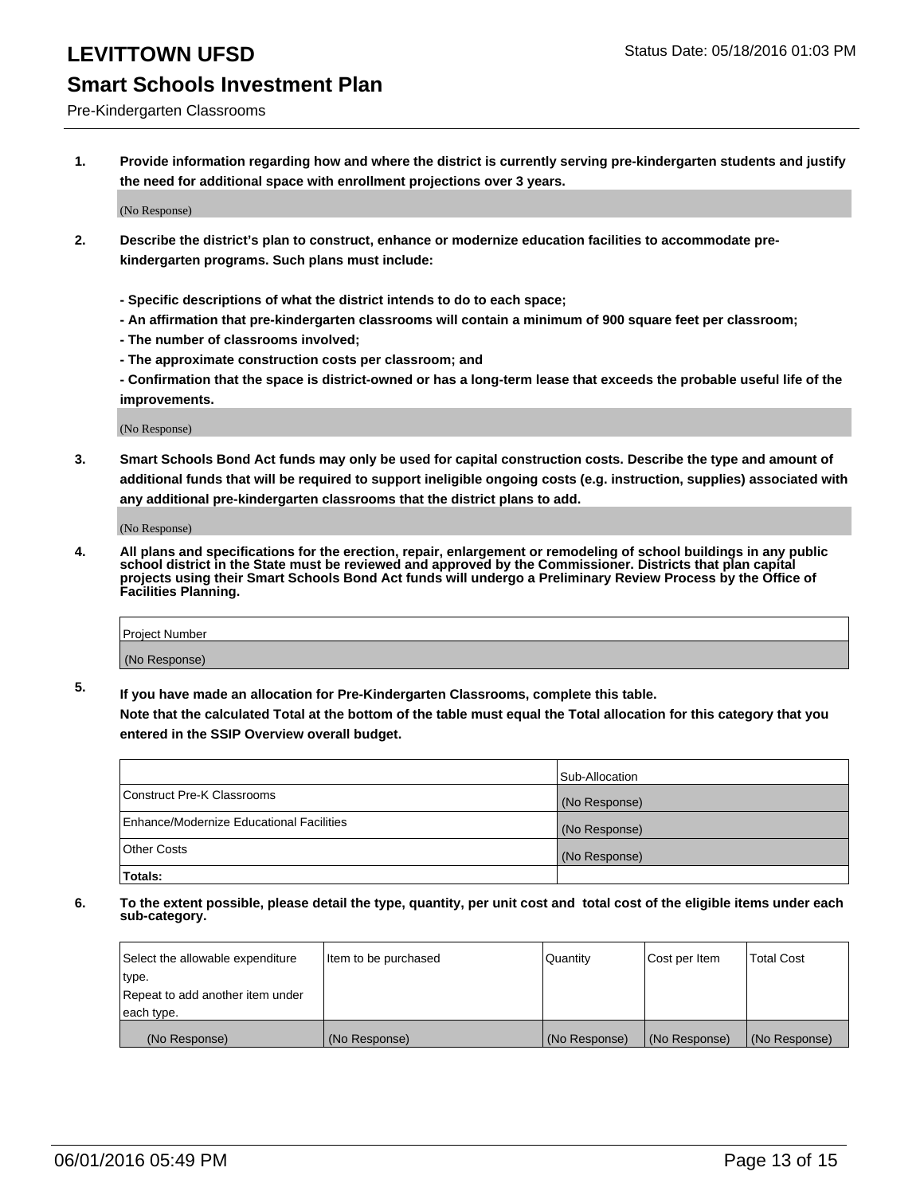# LEVITTOWN UFSD

Status Date: 05/18/2016 01:03 PM

## Smart Schools Investment Plan

Pre-Kindergarten Classrooms

1. **Provide information regarding how and where the district is currently serving pre-kindergarten students and justify the need for additional space with enrollment projections over 3 years.**

   (No Response)

2. **Describe the district's plan to construct, enhance or modernize education facilities to accommodate pre-kindergarten programs. Such plans must include:**

   **- Specific descriptions of what the district intends to do to each space;**
   **- An affirmation that pre-kindergarten classrooms will contain a minimum of 900 square feet per classroom;**
   **- The number of classrooms involved;**
   **- The approximate construction costs per classroom; and**
   **- Confirmation that the space is district-owned or has a long-term lease that exceeds the probable useful life of the improvements.**

   (No Response)

3. **Smart Schools Bond Act funds may only be used for capital construction costs. Describe the type and amount of additional funds that will be required to support ineligible ongoing costs (e.g. instruction, supplies) associated with any additional pre-kindergarten classrooms that the district plans to add.**

   (No Response)

4. **All plans and specifications for the erection, repair, enlargement or remodeling of school buildings in any public school district in the State must be reviewed and approved by the Commissioner. Districts that plan capital projects using their Smart Schools Bond Act funds will undergo a Preliminary Review Process by the Office of Facilities Planning.**

| Project Number |
|---|
| (No Response) |

5. **If you have made an allocation for Pre-Kindergarten Classrooms, complete this table.**
   **Note that the calculated Total at the bottom of the table must equal the Total allocation for this category that you entered in the SSIP Overview overall budget.**

| | Sub-Allocation |
|---|---|
| Construct Pre-K Classrooms | (No Response) |
| Enhance/Modernize Educational Facilities | (No Response) |
| Other Costs | (No Response) |
| **Totals:** | |

6. **To the extent possible, please detail the type, quantity, per unit cost and total cost of the eligible items under each sub-category.**

| Select the allowable expenditure type. Repeat to add another item under each type. | Item to be purchased | Quantity | Cost per Item | Total Cost |
|---|---|---|---|---|
| (No Response) | (No Response) | (No Response) | (No Response) | (No Response) |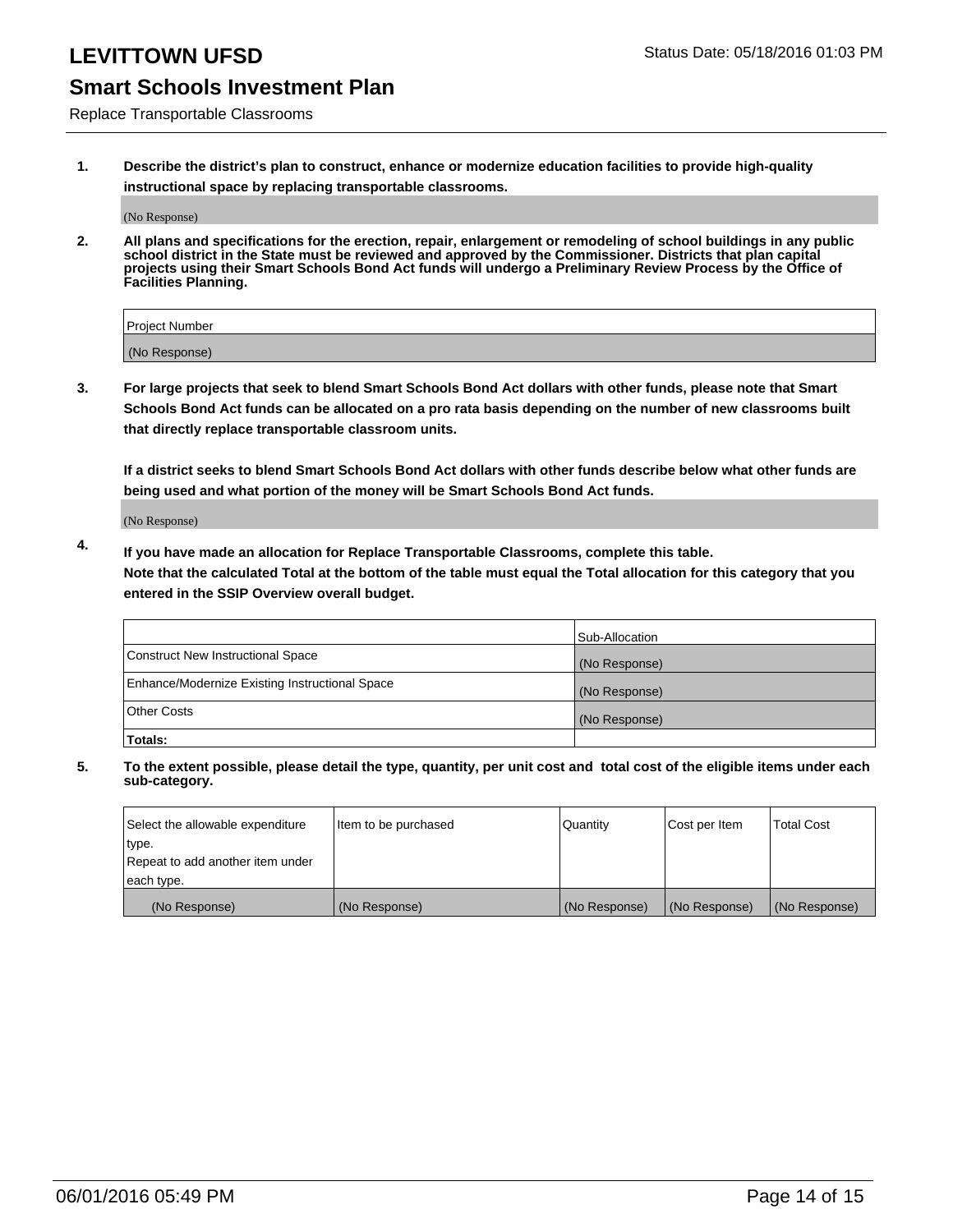# LEVITTOWN UFSD

Status Date: 05/18/2016 01:03 PM

## Smart Schools Investment Plan

Replace Transportable Classrooms

1. **Describe the district's plan to construct, enhance or modernize education facilities to provide high-quality instructional space by replacing transportable classrooms.**

   (No Response)

2. **All plans and specifications for the erection, repair, enlargement or remodeling of school buildings in any public school district in the State must be reviewed and approved by the Commissioner. Districts that plan capital projects using their Smart Schools Bond Act funds will undergo a Preliminary Review Process by the Office of Facilities Planning.**

| Project Number |
|---|
| (No Response) |

3. **For large projects that seek to blend Smart Schools Bond Act dollars with other funds, please note that Smart Schools Bond Act funds can be allocated on a pro rata basis depending on the number of new classrooms built that directly replace transportable classroom units.**

   **If a district seeks to blend Smart Schools Bond Act dollars with other funds describe below what other funds are being used and what portion of the money will be Smart Schools Bond Act funds.**

   (No Response)

4. **If you have made an allocation for Replace Transportable Classrooms, complete this table.**
   **Note that the calculated Total at the bottom of the table must equal the Total allocation for this category that you entered in the SSIP Overview overall budget.**

| | Sub-Allocation |
|---|---|
| Construct New Instructional Space | (No Response) |
| Enhance/Modernize Existing Instructional Space | (No Response) |
| Other Costs | (No Response) |
| **Totals:** | |

5. **To the extent possible, please detail the type, quantity, per unit cost and total cost of the eligible items under each sub-category.**

| Select the allowable expenditure type. Repeat to add another item under each type. | Item to be purchased | Quantity | Cost per Item | Total Cost |
|---|---|---|---|---|
| (No Response) | (No Response) | (No Response) | (No Response) | (No Response) |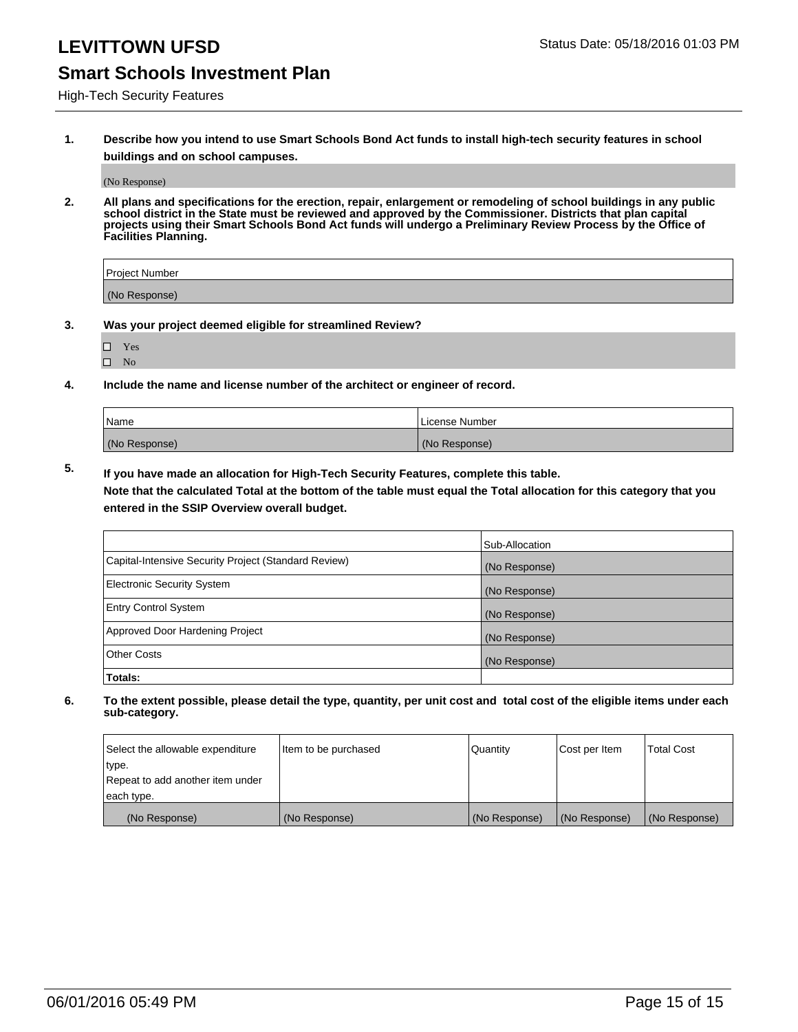# LEVITTOWN UFSD

Status Date: 05/18/2016 01:03 PM

## Smart Schools Investment Plan

High-Tech Security Features

**1. Describe how you intend to use Smart Schools Bond Act funds to install high-tech security features in school buildings and on school campuses.**

(No Response)

**2. All plans and specifications for the erection, repair, enlargement or remodeling of school buildings in any public school district in the State must be reviewed and approved by the Commissioner. Districts that plan capital projects using their Smart Schools Bond Act funds will undergo a Preliminary Review Process by the Office of Facilities Planning.**

| Project Number |
|---|
| (No Response) |

**3. Was your project deemed eligible for streamlined Review?**

- ☐ Yes
- ☐ No

**4. Include the name and license number of the architect or engineer of record.**

| Name | License Number |
|---|---|
| (No Response) | (No Response) |

**5. If you have made an allocation for High-Tech Security Features, complete this table.**
**Note that the calculated Total at the bottom of the table must equal the Total allocation for this category that you entered in the SSIP Overview overall budget.**

| | Sub-Allocation |
|---|---|
| Capital-Intensive Security Project (Standard Review) | (No Response) |
| Electronic Security System | (No Response) |
| Entry Control System | (No Response) |
| Approved Door Hardening Project | (No Response) |
| Other Costs | (No Response) |
| **Totals:** | |

**6. To the extent possible, please detail the type, quantity, per unit cost and total cost of the eligible items under each sub-category.**

| Select the allowable expenditure type. Repeat to add another item under each type. | Item to be purchased | Quantity | Cost per Item | Total Cost |
|---|---|---|---|---|
| (No Response) | (No Response) | (No Response) | (No Response) | (No Response) |